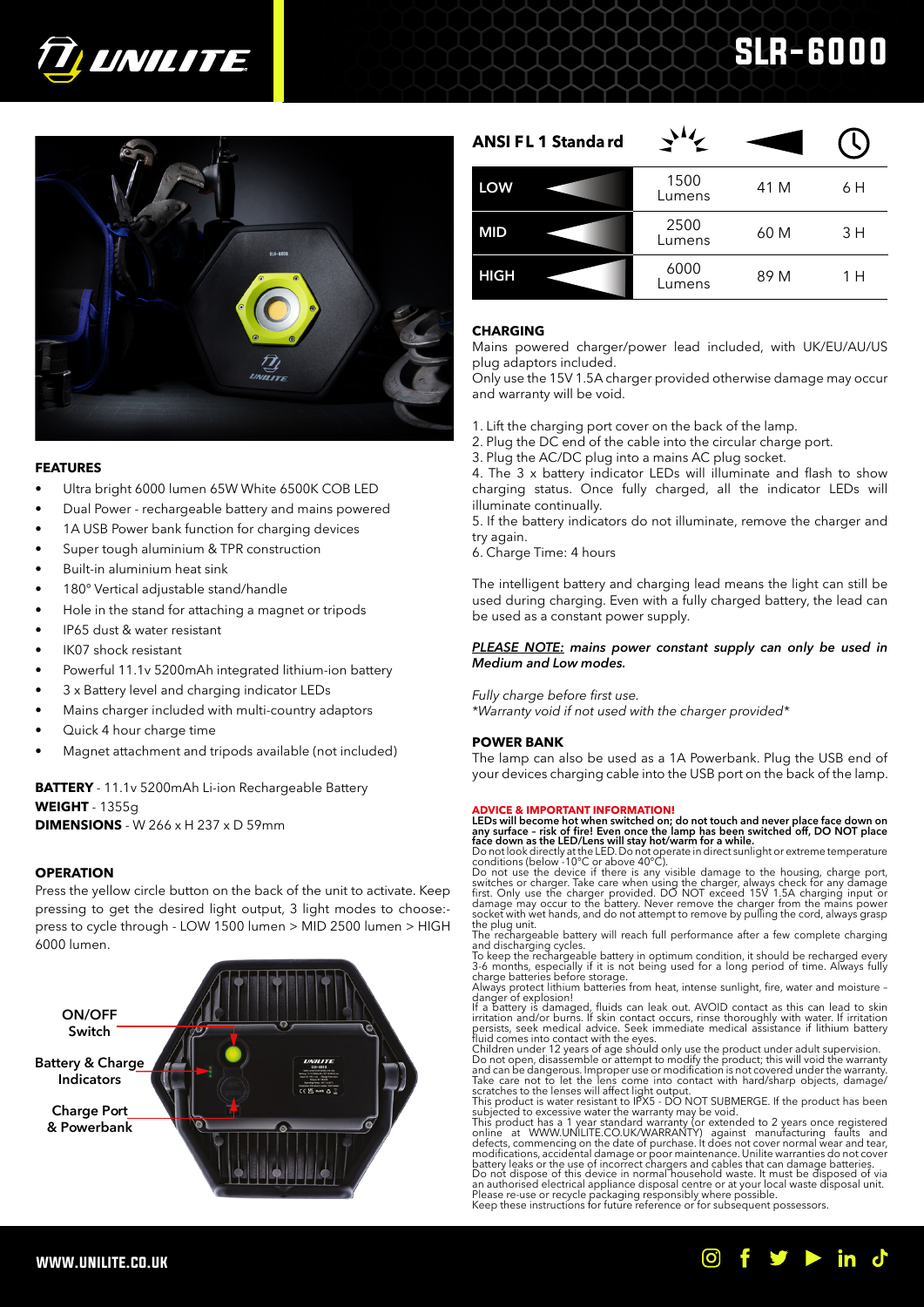# UNILITE

# SLR-6000

## FEATURES

- Ultra bright 6000 lumen 65W White 6500K COB LED
- Dual Power - rechargeable battery and mains powered
- 1A USB Power bank function for charging devices
- Super tough aluminium & TPR construction
- Built-in aluminium heat sink
- 180° Vertical adjustable stand/handle
- Hole in the stand for attaching a magnet or tripods
- IP65 dust & water resistant
- IK07 shock resistant
- Powerful 11.1v 5200mAh integrated lithium-ion battery
- 3 x Battery level and charging indicator LEDs
- Mains charger included with multi-country adaptors
- Quick 4 hour charge time
- Magnet attachment and tripods available (not included)

**BATTERY** - 11.1v 5200mAh Li-ion Rechargeable Battery
**WEIGHT** - 1355g
**DIMENSIONS** - W 266 x H 237 x D 59mm

## OPERATION

Press the yellow circle button on the back of the unit to activate. Keep pressing to get the desired light output, 3 light modes to choose:- press to cycle through - LOW 1500 lumen > MID 2500 lumen > HIGH 6000 lumen.

ON/OFF Switch
Battery & Charge Indicators
Charge Port & Powerbank

| ANSI FL 1 Standard | Lumens | Beam distance | Runtime |
|---|---|---|---|
| LOW | 1500 Lumens | 41 M | 6 H |
| MID | 2500 Lumens | 60 M | 3 H |
| HIGH | 6000 Lumens | 89 M | 1 H |

## CHARGING

Mains powered charger/power lead included, with UK/EU/AU/US plug adaptors included.
Only use the 15V 1.5A charger provided otherwise damage may occur and warranty will be void.

1. Lift the charging port cover on the back of the lamp.
2. Plug the DC end of the cable into the circular charge port.
3. Plug the AC/DC plug into a mains AC plug socket.
4. The 3 x battery indicator LEDs will illuminate and flash to show charging status. Once fully charged, all the indicator LEDs will illuminate continually.
5. If the battery indicators do not illuminate, remove the charger and try again.
6. Charge Time: 4 hours

The intelligent battery and charging lead means the light can still be used during charging. Even with a fully charged battery, the lead can be used as a constant power supply.

***PLEASE NOTE:** mains power constant supply can only be used in Medium and Low modes.*

*Fully charge before first use.*
*\*Warranty void if not used with the charger provided\**

## POWER BANK

The lamp can also be used as a 1A Powerbank. Plug the USB end of your devices charging cable into the USB port on the back of the lamp.

## ADVICE & IMPORTANT INFORMATION!

**LEDs will become hot when switched on; do not touch and never place face down on any surface - risk of fire! Even once the lamp has been switched off, DO NOT place face down as the LED/Lens will stay hot/warm for a while.**
Do not look directly at the LED. Do not operate in direct sunlight or extreme temperature conditions (below -10°C or above 40°C).
Do not use the device if there is any visible damage to the housing, charge port, switches or charger. Take care when using the charger, always check for any damage first. Only use the charger provided. DO NOT exceed 15V 1.5A charging input or damage may occur to the battery. Never remove the charger from the mains power socket with wet hands, and do not attempt to remove by pulling the cord, always grasp the plug unit.
The rechargeable battery will reach full performance after a few complete charging and discharging cycles.
To keep the rechargeable battery in optimum condition, it should be recharged every 3-6 months, especially if it is not being used for a long period of time. Always fully charge batteries before storage.
Always protect lithium batteries from heat, intense sunlight, fire, water and moisture - danger of explosion!
If a battery is damaged, fluids can leak out. AVOID contact as this can lead to skin irritation and/or burns. If skin contact occurs, rinse thoroughly with water. If irritation persists, seek medical advice. Seek immediate medical assistance if lithium battery fluid comes into contact with the eyes.
Children under 12 years of age should only use the product under adult supervision.
Do not open, disassemble or attempt to modify the product; this will void the warranty and can be dangerous. Improper use or modification is not covered under the warranty.
Take care not to let the lens come into contact with hard/sharp objects, damage/scratches to the lenses will affect light output.
This product is water resistant to IPX5 - DO NOT SUBMERGE. If the product has been subjected to excessive water the warranty may be void.
This product has a 1 year standard warranty (or extended to 2 years once registered online at WWW.UNILITE.CO.UK/WARRANTY) against manufacturing faults and defects, commencing on the date of purchase. It does not cover normal wear and tear, modifications, accidental damage or poor maintenance. Unilite warranties do not cover battery leaks or the use of incorrect chargers and cables that can damage batteries.
Do not dispose of this device in normal household waste. It must be disposed of via an authorised electrical appliance disposal centre or at your local waste disposal unit.
Please re-use or recycle packaging responsibly where possible.
Keep these instructions for future reference or for subsequent possessors.

WWW.UNILITE.CO.UK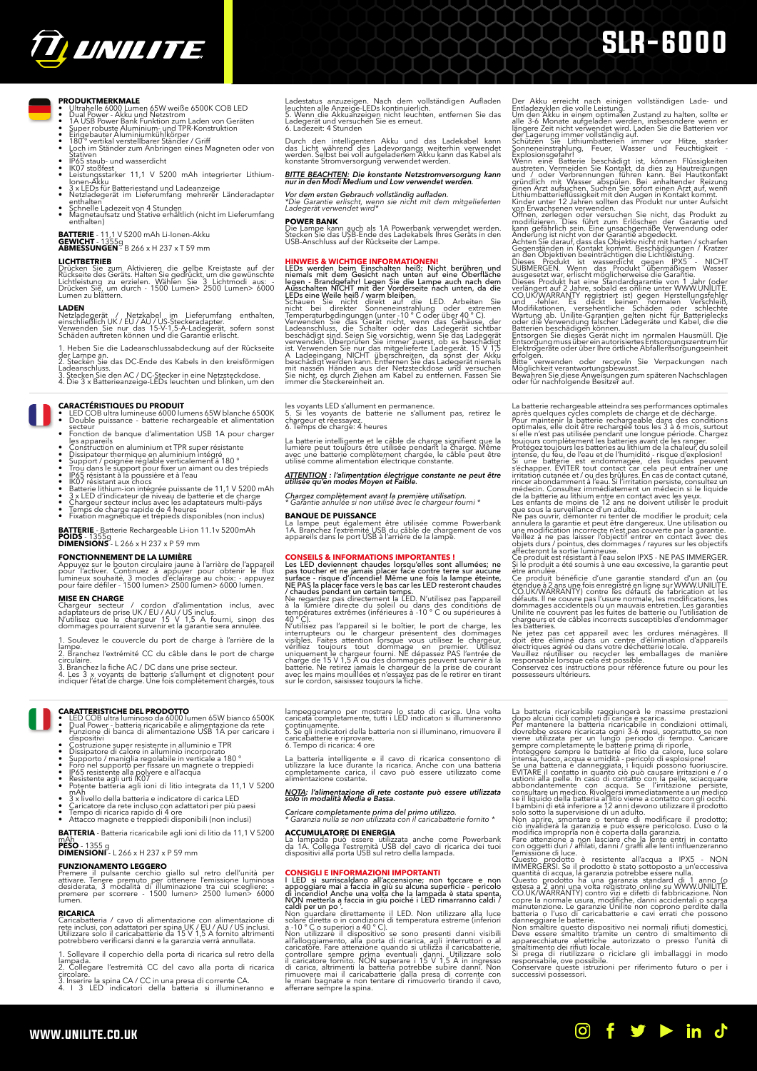# SLR-6000

## PRODUKTMERKMALE

- Ultrahelle 6000 Lumen 65W weiße 6500K COB LED
- Dual Power - Akku und Netzstrom
- 1A USB Power Bank Funktion zum Laden von Geräten
- Super robuste Aluminium- und TPR-Konstruktion
- Eingebauter Aluminiumkühlkörper
- 180° vertikal verstellbarer Ständer / Griff
- Loch im Ständer zum Anbringen eines Magneten oder von Stativen
- IP65 staub- und wasserdicht
- IK07 stoßfest
- Leistungsstarker 11,1 V 5200 mAh integrierter Lithium-Ionen-Akku
- 3 x LEDs für Batteriestand und Ladeanzeige
- Netzladegerät im Lieferumfang mehrerer Länderadapter enthalten
- Schnelle Ladezeit von 4 Stunden
- Magnetaufsatz und Stative erhältlich (nicht im Lieferumfang enthalten)

**BATTERIE** - 11,1 V 5200 mAh Li-Ionen-Akku
**GEWICHT** - 1355g
**ABMESSUNGEN** - B 266 x H 237 x T 59 mm

### LICHTBETRIEB

Drücken Sie zum Aktivieren die gelbe Kreistaste auf der Rückseite des Geräts. Halten Sie gedrückt, um die gewünschte Lichtleistung zu erzielen. Wählen Sie 3 Lichtmodi aus: - Drücken Sie, um durch - 1500 Lumen> 2500 Lumen> 6000 Lumen zu blättern.

### LADEN

Netzladegerät / Netzkabel im Lieferumfang enthalten, einschließlich UK / EU / AU / US-Steckeradapter.
Verwenden Sie nur das 15-V-1,5-A-Ladegerät, sofern sonst Schäden auftreten können und die Garantie erlischt.

1. Heben Sie die Ladeanschlussabdeckung auf der Rückseite der Lampe an.
2. Stecken Sie das DC-Ende des Kabels in den kreisförmigen Ladeanschluss.
3. Stecken Sie den AC / DC-Stecker in eine Netzsteckdose.
4. Die 3 x Batterieanzeige-LEDs leuchten und blinken, um den Ladestatus anzuzeigen. Nach dem vollständigen Aufladen leuchten alle Anzeige-LEDs kontinuierlich.
5. Wenn die Akkuanzeigen nicht leuchten, entfernen Sie das Ladegerät und versuchen Sie es erneut.
6. Ladezeit: 4 Stunden

Durch den intelligenten Akku und das Ladekabel kann das Licht während des Ladevorgangs weiterhin verwendet werden. Selbst bei voll aufgeladenem Akku kann das Kabel als konstante Stromversorgung verwendet werden.

***BITTE BEACHTEN: Die konstante Netzstromversorgung kann nur in den Modi Medium und Low verwendet werden.***

*Vor dem ersten Gebrauch vollständig aufladen.*
**Die Garantie erlischt, wenn sie nicht mit dem mitgelieferten Ladegerät verwendet wird**

### POWER BANK

Die Lampe kann auch als 1A Powerbank verwendet werden. Stecken Sie das USB-Ende des Ladekabels Ihres Geräts in den USB-Anschluss auf der Rückseite der Lampe.

### HINWEIS & WICHTIGE INFORMATIONEN!

**LEDs werden beim Einschalten heiß; Nicht berühren und niemals mit dem Gesicht nach unten auf eine Oberfläche legen - Brandgefahr! Legen Sie die Lampe auch nach dem Ausschalten NICHT mit der Vorderseite nach unten, da die LEDs eine Weile heiß / warm bleiben.**
Schauen Sie nicht direkt auf die LED. Arbeiten Sie nicht bei direkter Sonneneinstrahlung oder extremen Temperaturbedingungen (unter -10 ° C oder über 40 ° C).
Verwenden Sie das Gerät nicht, wenn das Gehäuse, der Ladeanschluss, die Schalter oder das Ladegerät sichtbar beschädigt sind. Seien Sie vorsichtig, wenn Sie das Ladegerät verwenden. Überprüfen Sie immer zuerst, ob es beschädigt ist. Verwenden Sie nur das mitgelieferte Ladegerät. 15 V 1,5 A Ladeeingang NICHT überschreiten, da sonst der Akku beschädigt werden kann. Entfernen Sie das Ladegerät niemals mit nassen Händen aus der Netzsteckdose und versuchen Sie nicht, es durch Ziehen am Kabel zu entfernen. Fassen Sie immer die Steckereinheit an.

Der Akku erreicht nach einigen vollständigen Lade- und Entladezyklen die volle Leistung.
Um den Akku in einem optimalen Zustand zu halten, sollte er alle 3-6 Monate aufgeladen werden, insbesondere wenn er längere Zeit nicht verwendet wird. Laden Sie die Batterien vor der Lagerung immer vollständig auf.
Schützen Sie Lithiumbatterien immer vor Hitze, starker Sonneneinstrahlung, Feuer, Wasser und Feuchtigkeit - Explosionsgefahr!
Wenn eine Batterie beschädigt ist, können Flüssigkeiten austreten. Vermeiden Sie Kontakt, da dies zu Hautreizungen und / oder Verbrennungen führen kann. Bei Hautkontakt gründlich mit Wasser abspülen. Bei anhaltender Reizung einen Arzt aufsuchen. Suchen Sie sofort einen Arzt auf, wenn Lithiumbatterieflüssigkeit mit den Augen in Kontakt kommt.
Kinder unter 12 Jahren sollten das Produkt nur unter Aufsicht von Erwachsenen verwenden.
Öffnen, zerlegen oder versuchen Sie nicht, das Produkt zu modifizieren. Dies führt zum Erlöschen der Garantie und kann gefährlich sein. Eine unsachgemäße Verwendung oder Änderung ist nicht von der Garantie abgedeckt.
Achten Sie darauf, dass das Objektiv nicht mit harten / scharfen Gegenständen in Kontakt kommt. Beschädigungen / Kratzer an den Objektiven beeinträchtigen die Lichtleistung.
Dieses Produkt ist wasserdicht gegen IPX5 - NICHT SUBMERGEN. Wenn das Produkt übermäßigem Wasser ausgesetzt war, erlischt möglicherweise die Garantie.
Dieses Produkt hat eine Standardgarantie von 1 Jahr (oder verlängert auf 2 Jahre, sobald es online unter WWW.UNILITE.CO.UK/WARRANTY registriert ist) gegen Herstellungsfehler und -fehler. Es deckt keinen normalen Verschleiß, Modifikationen, versehentliche Schäden oder schlechte Wartung ab. Unilite-Garantien gelten nicht für Batterielecks oder die Verwendung falscher Ladegeräte und Kabel, die die Batterien beschädigen können.
Entsorgen Sie dieses Gerät nicht im normalen Hausmüll. Die Entsorgung muss über ein autorisiertes Entsorgungszentrum für Elektrogeräte oder über Ihre örtliche Abfallentsorgungseinheit erfolgen.
Bitte verwenden oder recyceln Sie Verpackungen nach Möglichkeit verantwortungsbewusst.
Bewahren Sie diese Anweisungen zum späteren Nachschlagen oder für nachfolgende Besitzer auf.

## CARACTÉRISTIQUES DU PRODUIT

- LED COB ultra lumineuse 6000 lumens 65W blanche 6500K
- Double puissance - batterie rechargeable et alimentation secteur
- Fonction de banque d'alimentation USB 1A pour charger les appareils
- Construction en aluminium et TPR super résistante
- Dissipateur thermique en aluminium intégré
- Support / poignée réglable verticalement à 180 °
- Trou dans le support pour fixer un aimant ou des trépieds
- IP65 résistant à la poussière et à l'eau
- IK07 résistant aux chocs
- Batterie lithium-ion intégrée puissante de 11,1 V 5200 mAh
- 3 x LED d'indicateur de niveau de batterie et de charge
- Chargeur secteur inclus avec les adaptateurs multi-pays
- Temps de charge rapide de 4 heures
- Fixation magnétique et trépieds disponibles (non inclus)

**BATTERIE** - Batterie Rechargeable Li-ion 11.1v 5200mAh
**POIDS** - 1355g
**DIMENSIONS** - L 266 x H 237 x P 59 mm

### FONCTIONNEMENT DE LA LUMIÈRE

Appuyez sur le bouton circulaire jaune à l'arrière de l'appareil pour l'activer. Continuez à appuyer pour obtenir le flux lumineux souhaité, 3 modes d'éclairage au choix: - appuyez pour faire défiler - 1500 lumen> 2500 lumen> 6000 lumen.

### MISE EN CHARGE

Chargeur secteur / cordon d'alimentation inclus, avec adaptateurs de prise UK / EU / AU / US inclus.
N'utilisez que le chargeur 15 V 1,5 A fourni, sinon des dommages pourraient survenir et la garantie sera annulée.

1. Soulevez le couvercle du port de charge à l'arrière de la lampe.
2. Branchez l'extrémité CC du câble dans le port de charge circulaire.
3. Branchez la fiche AC / DC dans une prise secteur.
4. Les 3 x voyants de batterie s'allument et clignotent pour indiquer l'état de charge. Une fois complètement chargés, tous les voyants LED s'allument en permanence.
5. Si les voyants de batterie ne s'allument pas, retirez le chargeur et réessayez.
6. Temps de charge: 4 heures

La batterie intelligente et le câble de charge signifient que la lumière peut toujours être utilisée pendant la charge. Même avec une batterie complètement chargée, le câble peut être utilisé comme alimentation électrique constante.

***ATTENTION : l'alimentation électrique constante ne peut être utilisée qu'en modes Moyen et Faible.***

*Chargez complètement avant la première utilisation.*
** Garantie annulée si non utilisé avec le chargeur fourni **

### BANQUE DE PUISSANCE

La lampe peut également être utilisée comme Powerbank 1A. Branchez l'extrémité USB du câble de chargement de vos appareils dans le port USB à l'arrière de la lampe.

### CONSEILS & INFORMATIONS IMPORTANTES !

**Les LED deviennent chaudes lorsqu'elles sont allumées; ne pas toucher et ne jamais placer face contre terre sur aucune surface - risque d'incendie! Même une fois la lampe éteinte, NE PAS la placer face vers le bas car les LED resteront chaudes / chaudes pendant un certain temps.**
Ne regardez pas directement la LED. N'utilisez pas l'appareil à la lumière directe du soleil ou dans des conditions de températures extrêmes (inférieures à -10 ° C ou supérieures à 40 ° C).
N'utilisez pas l'appareil si le boîtier, le port de charge, les interrupteurs ou le chargeur présentent des dommages visibles. Faites attention lorsque vous utilisez le chargeur, vérifiez toujours tout dommage en premier. Utilisez uniquement le chargeur fourni. NE dépassez PAS l'entrée de charge de 15 V 1,5 A ou des dommages peuvent survenir à la batterie. Ne retirez jamais le chargeur de la prise de courant avec les mains mouillées et n'essayez pas de le retirer en tirant sur le cordon, saisissez toujours la fiche.

La batterie rechargeable atteindra ses performances optimales après quelques cycles complets de charge et de décharge.
Pour maintenir la batterie rechargeable dans des conditions optimales, elle doit être rechargée tous les 3 à 6 mois, surtout si elle n'est pas utilisée pendant une longue période. Chargez toujours complètement les batteries avant de les ranger.
Protégez toujours les batteries au lithium de la chaleur, du soleil intense, du feu, de l'eau et de l'humidité - risque d'explosion!
Si une batterie est endommagée, des liquides peuvent s'échapper. ÉVITER tout contact car cela peut entraîner une irritation cutanée et / ou des brûlures. En cas de contact cutané, rincer abondamment à l'eau. Si l'irritation persiste, consultez un médecin. Consultez immédiatement un médecin si le liquide de la batterie au lithium entre en contact avec les yeux.
Les enfants de moins de 12 ans ne doivent utiliser le produit que sous la surveillance d'un adulte.
Ne pas ouvrir, démonter ni tenter de modifier le produit; cela annulera la garantie et peut être dangereux. Une utilisation ou une modification incorrecte n'est pas couverte par la garantie.
Veillez à ne pas laisser l'objectif entrer en contact avec des objets durs / pointus, des dommages / rayures sur les objectifs affecteront la sortie lumineuse.
Ce produit est résistant à l'eau selon IPX5 - NE PAS IMMERGER. Si le produit a été soumis à une eau excessive, la garantie peut être annulée.
Ce produit bénéficie d'une garantie standard d'un an (ou étendue à 2 ans une fois enregistré en ligne sur WWW.UNILITE.CO.UK/WARRANTY) contre les défauts de fabrication et les défauts. Il ne couvre pas l'usure normale, les modifications, les dommages accidentels ou un mauvais entretien. Les garanties Unilite ne couvrent pas les fuites de batterie ou l'utilisation de chargeurs et de câbles incorrects susceptibles d'endommager les batteries.
Ne jetez pas cet appareil avec les ordures ménagères. Il doit être éliminé dans un centre d'élimination d'appareils électriques agréé ou dans votre déchetterie locale.
Veuillez réutiliser ou recycler les emballages de manière responsable lorsque cela est possible.
Conservez ces instructions pour référence future ou pour les possesseurs ultérieurs.

## CARATTERISTICHE DEL PRODOTTO

- LED COB ultra luminoso da 6000 lumen 65W bianco 6500K
- Dual Power - batteria ricaricabile e alimentazione da rete
- Funzione di banca di alimentazione USB 1A per caricare i dispositivi
- Costruzione super resistente in alluminio e TPR
- Dissipatore di calore in alluminio incorporato
- Supporto / maniglia regolabile in verticale a 180 °
- Foro nel supporto per fissare un magnete o treppiedi
- IP65 resistente alla polvere e all'acqua
- Resistente agli urti IK07
- Potente batteria agli ioni di litio integrata da 11,1 V 5200 mAh
- 3 x livello della batteria e indicatore di carica LED
- Caricatore da rete incluso con adattatori per più paesi
- Tempo di ricarica rapido di 4 ore
- Attacco magnete e treppiedi disponibili (non inclusi)

**BATTERIA** - Batteria ricaricabile agli ioni di litio da 11,1 V 5200 mAh
**PESO** - 1355 g
**DIMENSIONI** - L 266 x H 237 x P 59 mm

### FUNZIONAMENTO LEGGERO

Premere il pulsante cerchio giallo sul retro dell'unità per attivare. Tenere premuto per ottenere l'emissione luminosa desiderata, 3 modalità di illuminazione tra cui scegliere: - premere per scorrere - 1500 lumen> 2500 lumen> 6000 lumen.

### RICARICA

Caricabatteria / cavo di alimentazione con alimentazione di rete inclusi, con adattatori per spina UK / EU / AU / US inclusi.
Utilizzare solo il caricabatterie da 15 V 1,5 A fornito altrimenti potrebbero verificarsi danni e la garanzia verrà annullata.

1. Sollevare il coperchio della porta di ricarica sul retro della lampada.
2. Collegare l'estremità CC del cavo alla porta di ricarica circolare.
3. Inserire la spina CA / CC in una presa di corrente CA.
4. I 3 LED indicatori della batteria si illumineranno e lampeggeranno per mostrare lo stato di carica. Una volta caricata completamente, tutti i LED indicatori si illumineranno continuamente.
5. Se gli indicatori della batteria non si illuminano, rimuovere il caricabatterie e riprovare.
6. Tempo di ricarica: 4 ore

La batteria intelligente e il cavo di ricarica consentono di utilizzare la luce durante la ricarica. Anche con una batteria completamente carica, il cavo può essere utilizzato come alimentazione costante.

***NOTA: l'alimentazione di rete costante può essere utilizzata solo in modalità Media e Bassa.***

*Caricare completamente prima del primo utilizzo.*
** Garanzia nulla se non utilizzata con il caricabatterie fornito **

### ACCUMULATORE DI ENERGIA

La lampada può essere utilizzata anche come Powerbank da 1A. Collega l'estremità USB del cavo di ricarica dei tuoi dispositivi alla porta USB sul retro della lampada.

### CONSIGLI E INFORMAZIONI IMPORTANTI

**I LED si surriscaldano all'accensione; non toccare e non appoggiare mai a faccia in giù su alcuna superficie - pericolo di incendio! Anche una volta che la lampada è stata spenta, NON metterla a faccia in giù poiché i LED rimarranno caldi / caldi per un po '.**
Non guardare direttamente il LED. Non utilizzare alla luce solare diretta o in condizioni di temperatura estreme (inferiori a -10 ° C o superiori a 40 ° C).
Non utilizzare il dispositivo se sono presenti danni visibili all'alloggiamento, alla porta di ricarica, agli interruttori o al caricatore. Fare attenzione quando si utilizza il caricabatterie, controllare sempre prima eventuali danni. Utilizzare solo il caricatore fornito. NON superare i 15 V 1,5 A in ingresso di carica, altrimenti la batteria potrebbe subire danni. Non rimuovere mai il caricabatterie dalla presa di corrente con le mani bagnate e non tentare di rimuoverlo tirando il cavo, afferrare sempre la spina.

La batteria ricaricabile raggiungerà le massime prestazioni dopo alcuni cicli completi di carica e scarica.
Per mantenere la batteria ricaricabile in condizioni ottimali, dovrebbe essere ricaricata ogni 3-6 mesi, soprattutto se non viene utilizzata per un lungo periodo di tempo. Caricare sempre completamente le batterie prima di riporle.
Proteggere sempre le batterie al litio da calore, luce solare intensa, fuoco, acqua e umidità - pericolo di esplosione!
Se una batteria è danneggiata, i liquidi possono fuoriuscire. EVITARE il contatto in quanto ciò può causare irritazioni e / o ustioni alla pelle. In caso di contatto con la pelle, sciacquare abbondantemente con acqua. Se l'irritazione persiste, consultare un medico. Rivolgersi immediatamente a un medico se il liquido della batteria al litio viene a contatto con gli occhi.
I bambini di età inferiore a 12 anni devono utilizzare il prodotto solo sotto la supervisione di un adulto.
Non aprire, smontare o tentare di modificare il prodotto; ciò invaliderà la garanzia e può essere pericoloso. L'uso o la modifica impropria non è coperta dalla garanzia.
Fare attenzione a non lasciare che la lente entri in contatto con oggetti duri / affilati, danni / graffi alle lenti influenzeranno l'emissione di luce.
Questo prodotto è resistente all'acqua a IPX5 - NON IMMERGERSI. Se il prodotto è stato sottoposto a un'eccessiva quantità di acqua, la garanzia potrebbe essere nulla.
Questo prodotto ha una garanzia standard di 1 anno (o estesa a 2 anni una volta registrato online su WWW.UNILITE.CO.UK/WARRANTY) contro vizi e difetti di fabbricazione. Non copre la normale usura, modifiche, danni accidentali o scarsa manutenzione. Le garanzie Unilite non coprono perdite dalla batteria o l'uso di caricabatterie e cavi errati che possono danneggiare le batterie.
Non smaltire questo dispositivo nei normali rifiuti domestici. Deve essere smaltito tramite un centro di smaltimento di apparecchiature elettriche autorizzato o presso l'unità di smaltimento dei rifiuti locale.
Si prega di riutilizzare o riciclare gli imballaggi in modo responsabile, ove possibile.
Conservare queste istruzioni per riferimento futuro o per i successivi possessori.

WWW.UNILITE.CO.UK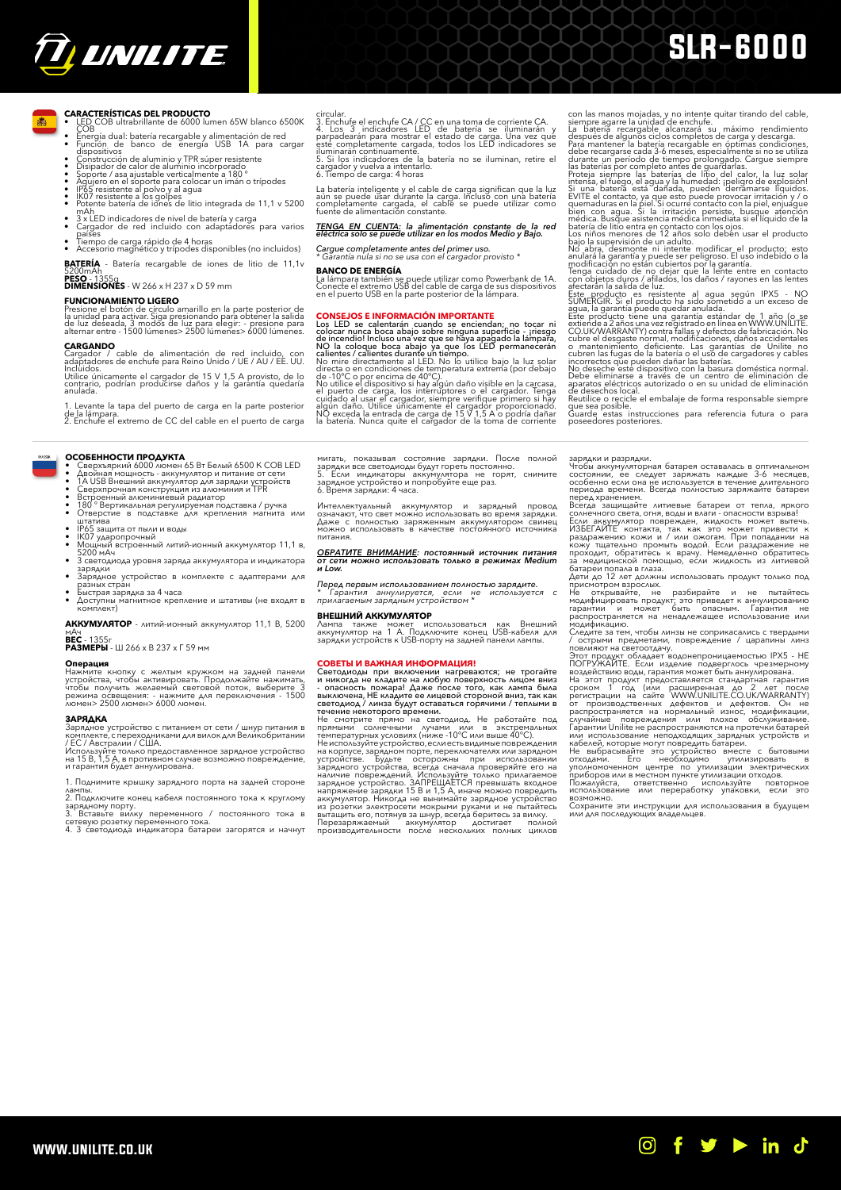# SLR-6000

## CARACTERÍSTICAS DEL PRODUCTO

- LED COB ultrabrillante de 6000 lumen 65W blanco 6500K COB
- Energía dual: batería recargable y alimentación de red
- Función de banco de energía USB 1A para cargar dispositivos
- Construcción de aluminio y TPR súper resistente
- Disipador de calor de aluminio incorporado
- Soporte / asa ajustable verticalmente a 180 °
- Agujero en el soporte para colocar un imán o trípodes
- IP65 resistente al polvo y al agua
- IK07 resistente a los golpes
- Potente batería de iones de litio integrada de 11,1 v 5200 mAh
- 3 x LED indicadores de nivel de batería y carga
- Cargador de red incluido con adaptadores para varios países
- Tiempo de carga rápido de 4 horas
- Accesorio magnético y trípodes disponibles (no incluidos)

**BATERÍA** - Batería recargable de iones de litio de 11,1v 5200mAh
**PESO** - 1355g
**DIMENSIONES** - W 266 x H 237 x D 59 mm

**FUNCIONAMIENTO LIGERO**
Presione el botón de círculo amarillo en la parte posterior de la unidad para activar. Siga presionando para obtener la salida de luz deseada, 3 modos de luz para elegir: - presione para alternar entre - 1500 lúmenes> 2500 lúmenes> 6000 lúmenes.

**CARGANDO**
Cargador / cable de alimentación de red incluido, con adaptadores de enchufe para Reino Unido / UE / AU / EE. UU. Incluidos.
Utilice únicamente el cargador de 15 V 1,5 A provisto, de lo contrario, podrían producirse daños y la garantía quedaría anulada.

1. Levante la tapa del puerto de carga en la parte posterior de la lámpara.
2. Enchufe el extremo de CC del cable en el puerto de carga circular.
3. Enchufe el enchufe CA / CC en una toma de corriente CA.
4. Los 3 indicadores LED de batería se iluminarán y parpadearán para mostrar el estado de carga. Una vez que esté completamente cargada, todos los LED indicadores se iluminarán continuamente.
5. Si los indicadores de la batería no se iluminan, retire el cargador y vuelva a intentarlo.
6. Tiempo de carga: 4 horas

La batería inteligente y el cable de carga significan que la luz aún se puede usar durante la carga. Incluso con una batería completamente cargada, el cable se puede utilizar como fuente de alimentación constante.

***TENGA EN CUENTA**: la alimentación constante de la red eléctrica solo se puede utilizar en los modos Medio y Bajo.*

*Cargue completamente antes del primer uso.*
*\* Garantía nula si no se usa con el cargador provisto \**

**BANCO DE ENERGÍA**
La lámpara también se puede utilizar como Powerbank de 1A. Conecte el extremo USB del cable de carga de sus dispositivos en el puerto USB en la parte posterior de la lámpara.

**CONSEJOS E INFORMACIÓN IMPORTANTE**
**Los LED se calentarán cuando se enciendan; no tocar ni colocar nunca boca abajo sobre ninguna superficie - ¡riesgo de incendio! Incluso una vez que se haya apagado la lámpara, NO la coloque boca abajo ya que los LED permanecerán calientes / calientes durante un tiempo.**
No mire directamente al LED. No lo utilice bajo la luz solar directa o en condiciones de temperatura extrema (por debajo de -10°C o por encima de 40°C).
No utilice el dispositivo si hay algún daño visible en la carcasa, el puerto de carga, los interruptores o el cargador. Tenga cuidado al usar el cargador, siempre verifique primero si hay algún daño. Utilice únicamente el cargador proporcionado. NO exceda la entrada de carga de 15 V 1,5 A o podría dañar la batería. Nunca quite el cargador de la toma de corriente con las manos mojadas, y no intente quitar tirando del cable, siempre agarre la unidad de enchufe.
La batería recargable alcanzará su máximo rendimiento después de algunos ciclos completos de carga y descarga.
Para mantener la batería recargable en óptimas condiciones, debe recargarse cada 3-6 meses, especialmente si no se utiliza durante un período de tiempo prolongado. Cargue siempre las baterías por completo antes de guardarlas.
Proteja siempre las baterías de litio del calor, la luz solar intensa, el fuego, el agua y la humedad: ¡peligro de explosión! Si una batería está dañada, pueden derramarse líquidos. EVITE el contacto, ya que esto puede provocar irritación y / o quemaduras en la piel. Si ocurre contacto con la piel, enjuague bien con agua. Si la irritación persiste, busque atención médica. Busque asistencia médica inmediata si el líquido de la batería de litio entra en contacto con los ojos.
Los niños menores de 12 años solo deben usar el producto bajo la supervisión de un adulto.
No abra, desmonte ni intente modificar el producto; esto anulará la garantía y puede ser peligroso. El uso indebido o la modificación no están cubiertos por la garantía.
Tenga cuidado de no dejar que la lente entre en contacto con objetos duros / afilados, los daños / rayones en las lentes afectarán la salida de luz.
Este producto es resistente al agua según IPX5 - NO SUMERGIR. Si el producto ha sido sometido a un exceso de agua, la garantía puede quedar anulada.
Este producto tiene una garantía estándar de 1 año (o se extiende a 2 años una vez registrado en línea en WWW.UNILITE.CO.UK/WARRANTY) contra fallas y defectos de fabricación. No cubre el desgaste normal, modificaciones, daños accidentales o mantenimiento deficiente. Las garantías de Unilite no cubren las fugas de la batería o el uso de cargadores y cables incorrectos que pueden dañar las baterías.
No deseche este dispositivo con la basura doméstica normal. Debe eliminarse a través de un centro de eliminación de aparatos eléctricos autorizado o en su unidad de eliminación de desechos local.
Reutilice o recicle el embalaje de forma responsable siempre que sea posible.
Guarde estas instrucciones para referencia futura o para poseedores posteriores.

## ОСОБЕННОСТИ ПРОДУКТА

- Сверхъяркий 6000 люмен 65 Вт Белый 6500 K COB LED
- Двойная мощность - аккумулятор и питание от сети
- 1A USB Внешний аккумулятор для зарядки устройств
- Сверхпрочная конструкция из алюминия и TPR
- Встроенный алюминиевый радиатор
- 180 ° Вертикальная регулируемая подставка / ручка
- Отверстие в подставке для крепления магнита или штатива
- IP65 защита от пыли и воды
- IK07 ударопрочный
- Мощный встроенный литий-ионный аккумулятор 11,1 в, 5200 мАч
- 3 светодиода уровня заряда аккумулятора и индикатора зарядки
- Зарядное устройство в комплекте с адаптерами для разных стран
- Быстрая зарядка за 4 часа
- Доступны магнитное крепление и штативы (не входят в комплект)

**АККУМУЛЯТОР** - литий-ионный аккумулятор 11,1 В, 5200 мАч
**ВЕС** - 1355г
**РАЗМЕРЫ** - Ш 266 x В 237 x Г 59 мм

**Операция**
Нажмите кнопку с желтым кружком на задней панели устройства, чтобы активировать. Продолжайте нажимать, чтобы получить желаемый световой поток, выберите 3 режима освещения: - нажмите для переключения - 1500 люмен> 2500 люмен> 6000 люмен.

**ЗАРЯДКА**
Зарядное устройство с питанием от сети / шнур питания в комплекте, с переходниками для вилок для Великобритании / ЕС / Австралии / США.
Используйте только предоставленное зарядное устройство на 15 В, 1,5 А, в противном случае возможно повреждение, и гарантия будет аннулирована.

1. Поднимите крышку зарядного порта на задней стороне лампы.
2. Подключите конец кабеля постоянного тока к круглому зарядному порту.
3. Вставьте вилку переменного / постоянного тока в сетевую розетку переменного тока.
4. 3 светодиода индикатора батареи загорятся и начнут мигать, показывая состояние зарядки. После полной зарядки все светодиоды будут гореть постоянно.
5. Если индикаторы аккумулятора не горят, снимите зарядное устройство и попробуйте еще раз.
6. Время зарядки: 4 часа.

Интеллектуальный аккумулятор и зарядный провод означают, что свет можно использовать во время зарядки. Даже с полностью заряженным аккумулятором свинец можно использовать в качестве постоянного источника питания.

***ОБРАТИТЕ ВНИМАНИЕ**: постоянный источник питания от сети можно использовать только в режимах Medium и Low.*

*Перед первым использованием полностью зарядите.*
*\* Гарантия аннулируется, если не используется с прилагаемым зарядным устройством \**

**ВНЕШНИЙ АККУМУЛЯТОР**
Лампа также может использоваться как Внешний аккумулятор на 1 А. Подключите конец USB-кабеля для зарядки устройств к USB-порту на задней панели лампы.

**СОВЕТЫ И ВАЖНАЯ ИНФОРМАЦИЯ!**
**Светодиоды при включении нагреваются; не трогайте и никогда не кладите на любую поверхность лицом вниз - опасность пожара! Даже после того, как лампа была выключена, НЕ кладите ее лицевой стороной вниз, так как светодиод / линза будут оставаться горячими / теплыми в течение некоторого времени.**
Не смотрите прямо на светодиод. Не работайте под прямыми солнечными лучами или в экстремальных температурных условиях (ниже -10°C или выше 40°C).
Не используйте устройство, если есть видимые повреждения на корпусе, зарядном порте, переключателях или зарядном устройстве. Будьте осторожны при использовании зарядного устройства, всегда сначала проверяйте его на наличие повреждений. Используйте только прилагаемое зарядное устройство. ЗАПРЕЩАЕТСЯ превышать входное напряжение зарядки 15 В и 1,5 А, иначе можно повредить аккумулятор. Никогда не вынимайте зарядное устройство из розетки электросети мокрыми руками и не пытайтесь вытащить его, потянув за шнур, всегда беритесь за вилку.
Перезаряжаемый аккумулятор достигает полной производительности после нескольких полных циклов зарядки и разрядки.
Чтобы аккумуляторная батарея оставалась в оптимальном состоянии, ее следует заряжать каждые 3-6 месяцев, особенно если она не используется в течение длительного периода времени. Всегда полностью заряжайте батареи перед хранением.
Всегда защищайте литиевые батареи от тепла, яркого солнечного света, огня, воды и влаги - опасности взрыва! Если аккумулятор поврежден, жидкость может вытечь. ИЗБЕГАЙТЕ контакта, так как это может привести к раздражению кожи и / или ожогам. При попадании на кожу тщательно промыть водой. Если раздражение не проходит, обратитесь к врачу. Немедленно обратитесь за медицинской помощью, если жидкость из литиевой батареи попала в глаза.
Дети до 12 лет должны использовать продукт только под присмотром взрослых.
Не открывайте, не разбирайте и не пытайтесь модифицировать продукт; это приведет к аннулированию гарантии и может быть опасным. Гарантия не распространяется на ненадлежащее использование или модификацию.
Следите за тем, чтобы линзы не соприкасались с твердыми / острыми предметами, повреждение / царапины линз повлияют на светоотдачу.
Этот продукт обладает водонепроницаемостью IPX5 - НЕ ПОГРУЖАЙТЕ. Если изделие подверглось чрезмерному воздействию воды, гарантия может быть аннулирована.
На этот продукт предоставляется стандартная гарантия сроком 1 год (или расширенная до 2 лет после регистрации на сайте WWW.UNILITE.CO.UK/WARRANTY) от производственных дефектов и дефектов. Он не распространяется на нормальный износ, модификации, случайные повреждения или плохое обслуживание. Гарантии Unilite не распространяются на протечки батарей или использование неподходящих зарядных устройств и кабелей, которые могут повредить батареи.
Не выбрасывайте это устройство вместе с бытовыми отходами. Его необходимо утилизировать в уполномоченном центре по утилизации электрических приборов или в местном пункте утилизации отходов.
Пожалуйста, ответственно используйте повторное использование или переработку упаковки, если это возможно.
Сохраните эти инструкции для использования в будущем или для последующих владельцев.

WWW.UNILITE.CO.UK